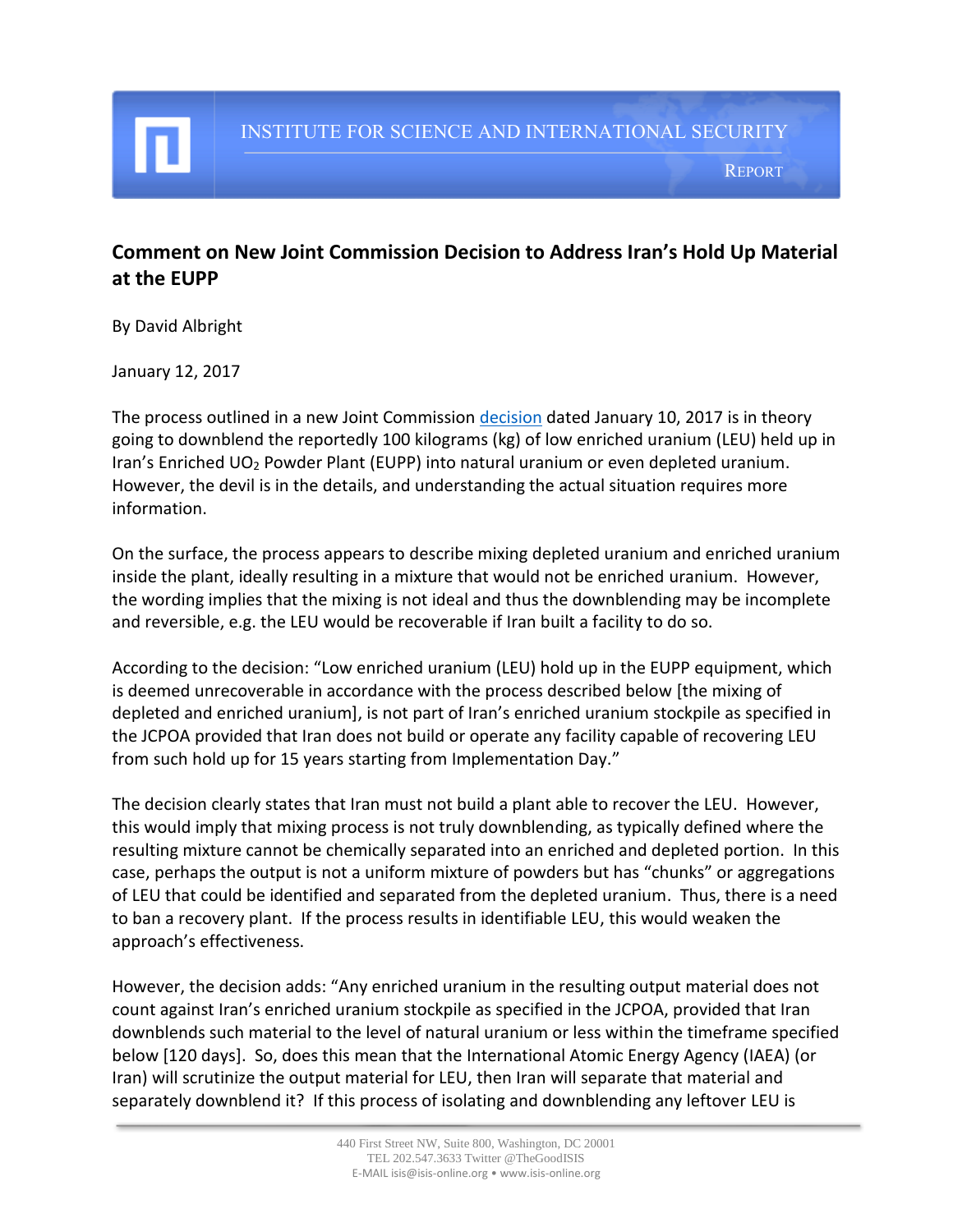INSTITUTE FOR SCIENCE AND INTERNATIONAL SECURITY

REPORT

## Comment on New Joint Commission Decision to Address Iran's Hold Up Material at the EUPP

By David Albright

January 12, 2017

The process outlined in a new Joint Commission decision dated January 10, 2017 is in theory going to downblend the reportedly 100 kilograms (kg) of low enriched uranium (LEU) held up in Iran's Enriched $UO_2$ Powder Plant (EUPP) into natural uranium or even depleted uranium. However, the devil is in the details, and understanding the actual situation requires more information.

On the surface, the process appears to describe mixing depleted uranium and enriched uranium inside the plant, ideally resulting in a mixture that would not be enriched uranium. However, the wording implies that the mixing is not ideal and thus the downblending may be incomplete and reversible, e.g. the LEU would be recoverable if Iran built a facility to do so.

According to the decision: "Low enriched uranium (LEU) hold up in the EUPP equipment, which is deemed unrecoverable in accordance with the process described below [the mixing of depleted and enriched uranium], is not part of Iran's enriched uranium stockpile as specified in the JCPOA provided that Iran does not build or operate any facility capable of recovering LEU from such hold up for 15 years starting from Implementation Day."

The decision clearly states that Iran must not build a plant able to recover the LEU. However, this would imply that mixing process is not truly downblending, as typically defined where the resulting mixture cannot be chemically separated into an enriched and depleted portion. In this case, perhaps the output is not a uniform mixture of powders but has "chunks" or aggregations of LEU that could be identified and separated from the depleted uranium. Thus, there is a need to ban a recovery plant. If the process results in identifiable LEU, this would weaken the approach's effectiveness.

However, the decision adds: "Any enriched uranium in the resulting output material does not count against Iran's enriched uranium stockpile as specified in the JCPOA, provided that Iran downblends such material to the level of natural uranium or less within the timeframe specified below [120 days]. So, does this mean that the International Atomic Energy Agency (IAEA) (or Iran) will scrutinize the output material for LEU, then Iran will separate that material and separately downblend it? If this process of isolating and downblending any leftover LEU is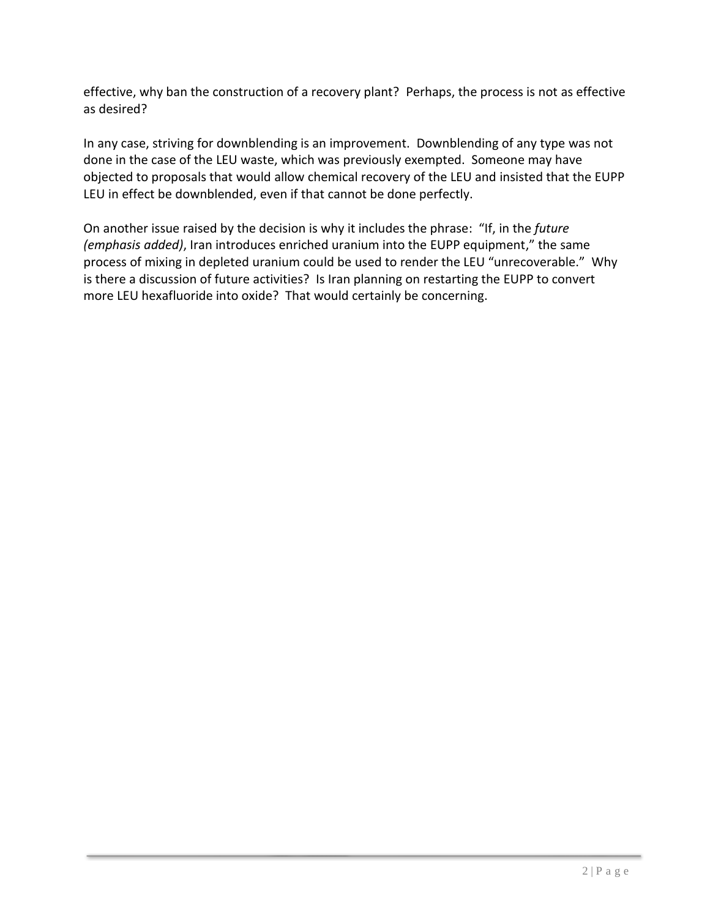effective, why ban the construction of a recovery plant? Perhaps, the process is not as effective as desired?

In any case, striving for downblending is an improvement. Downblending of any type was not done in the case of the LEU waste, which was previously exempted. Someone may have objected to proposals that would allow chemical recovery of the LEU and insisted that the EUPP LEU in effect be downblended, even if that cannot be done perfectly.

On another issue raised by the decision is why it includes the phrase: "If, in the *future (emphasis added)*, Iran introduces enriched uranium into the EUPP equipment," the same process of mixing in depleted uranium could be used to render the LEU "unrecoverable." Why is there a discussion of future activities? Is Iran planning on restarting the EUPP to convert more LEU hexafluoride into oxide? That would certainly be concerning.